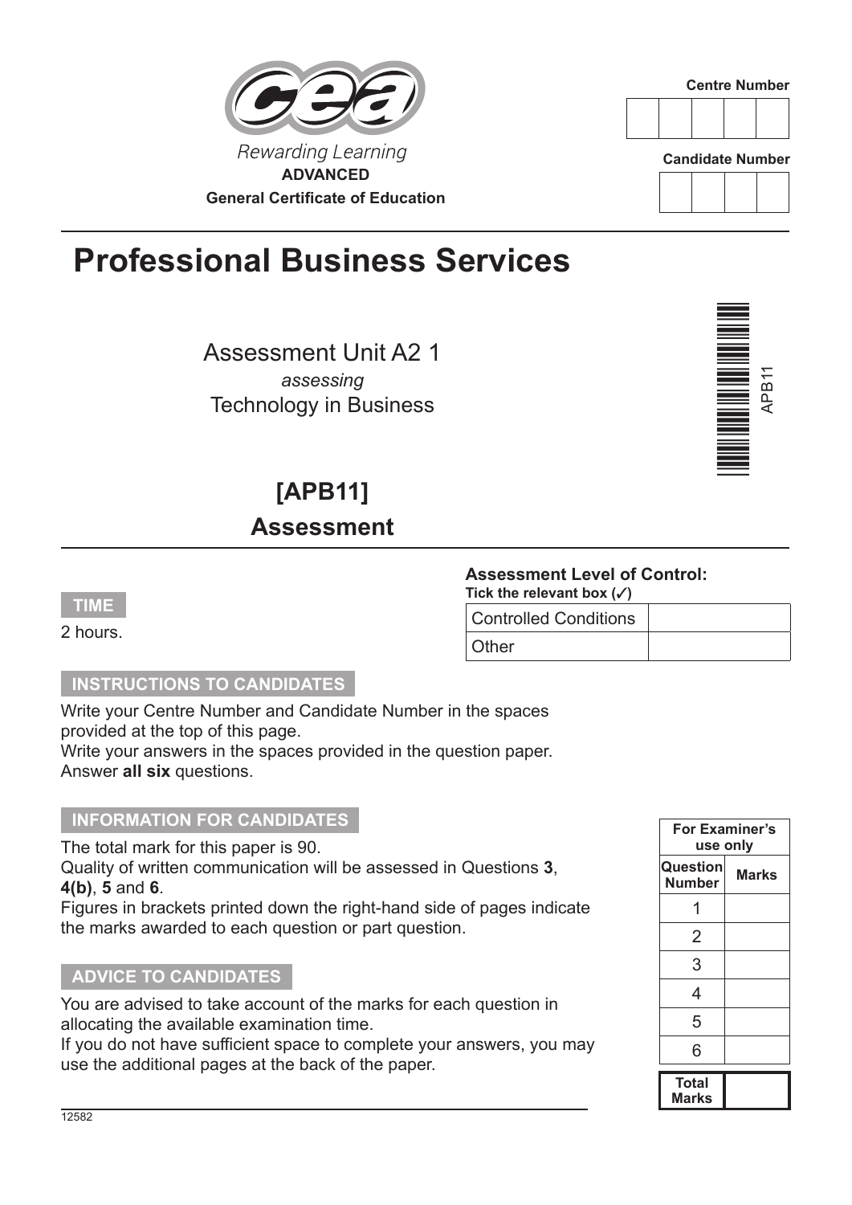Rewarding Learning

**ADVANCED**

**General Certificate of Education**

**Centre Number**

| | | | | |
|---|---|---|---|---|
| | | | | |

**Candidate Number**

| | | | |
|---|---|---|---|
| | | | |

# Professional Business Services

Assessment Unit A2 1

*assessing*

Technology in Business

APB11

## [APB11]

## Assessment

**Assessment Level of Control:**

**Tick the relevant box (✓)**

| Controlled Conditions | |
|---|---|
| Other | |

**TIME**

2 hours.

**INSTRUCTIONS TO CANDIDATES**

Write your Centre Number and Candidate Number in the spaces provided at the top of this page.
Write your answers in the spaces provided in the question paper.
Answer **all six** questions.

**INFORMATION FOR CANDIDATES**

The total mark for this paper is 90.
Quality of written communication will be assessed in Questions **3**, **4(b)**, **5** and **6**.
Figures in brackets printed down the right-hand side of pages indicate the marks awarded to each question or part question.

**ADVICE TO CANDIDATES**

You are advised to take account of the marks for each question in allocating the available examination time.
If you do not have sufficient space to complete your answers, you may use the additional pages at the back of the paper.

| For Examiner's use only | |
|---|---|
| **Question Number** | **Marks** |
| 1 | |
| 2 | |
| 3 | |
| 4 | |
| 5 | |
| 6 | |
| **Total Marks** | |

12582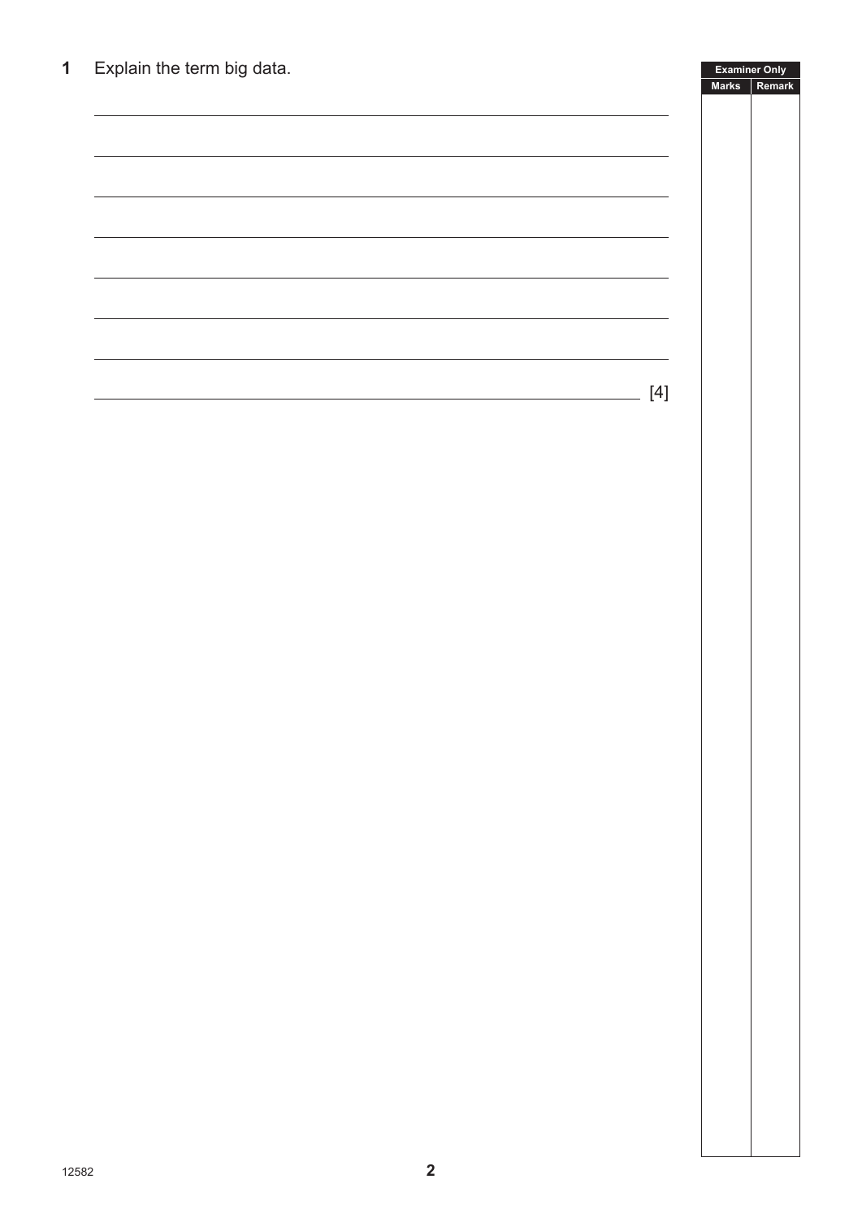**1** Explain the term big data.

_______________________________________________________________________________

_______________________________________________________________________________

_______________________________________________________________________________

_______________________________________________________________________________

_______________________________________________________________________________

_______________________________________________________________________________

_______________________________________________________________________________

_______________________________________________________________________________ [4]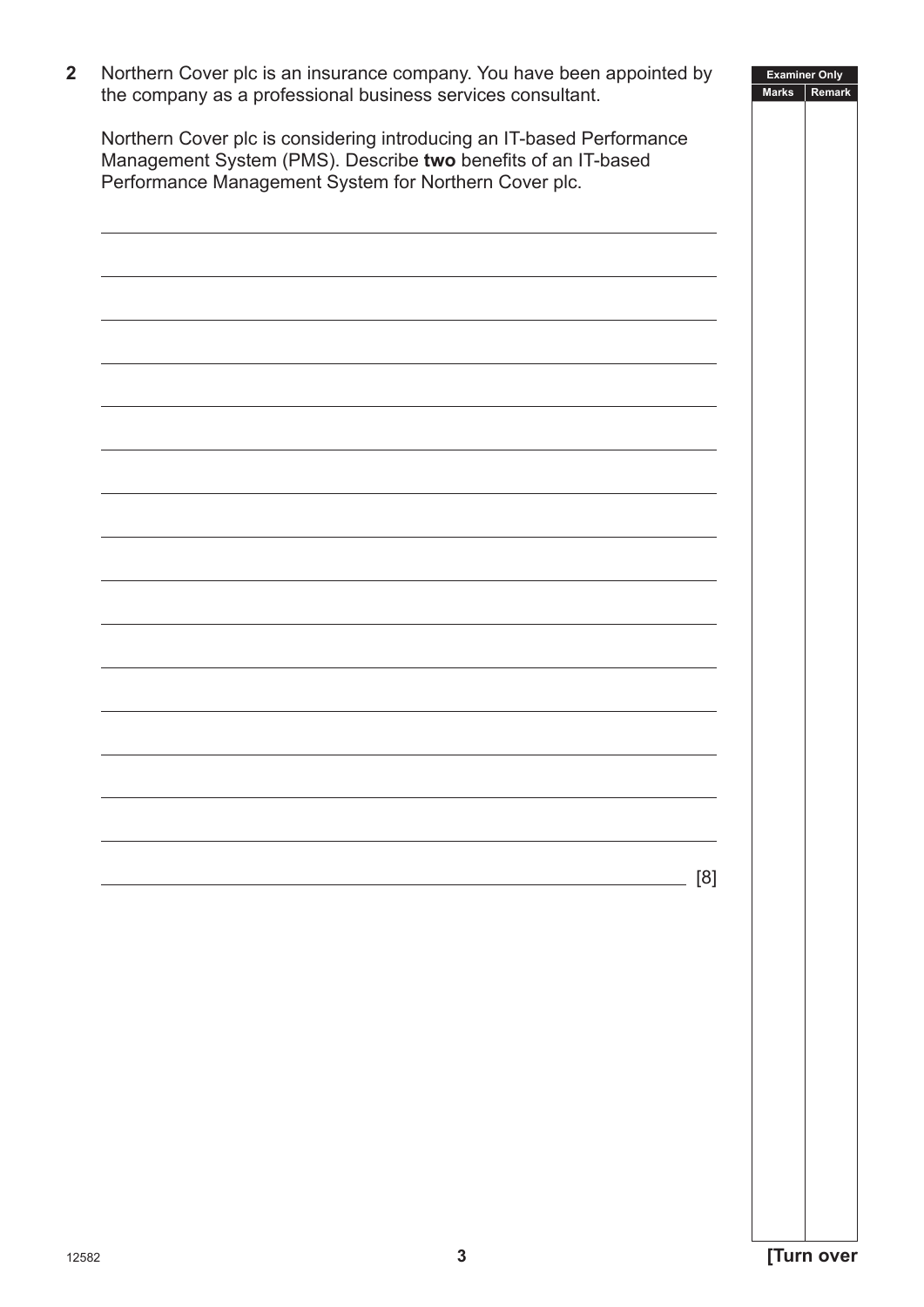**2** Northern Cover plc is an insurance company. You have been appointed by the company as a professional business services consultant.

Northern Cover plc is considering introducing an IT-based Performance Management System (PMS). Describe **two** benefits of an IT-based Performance Management System for Northern Cover plc.

[8]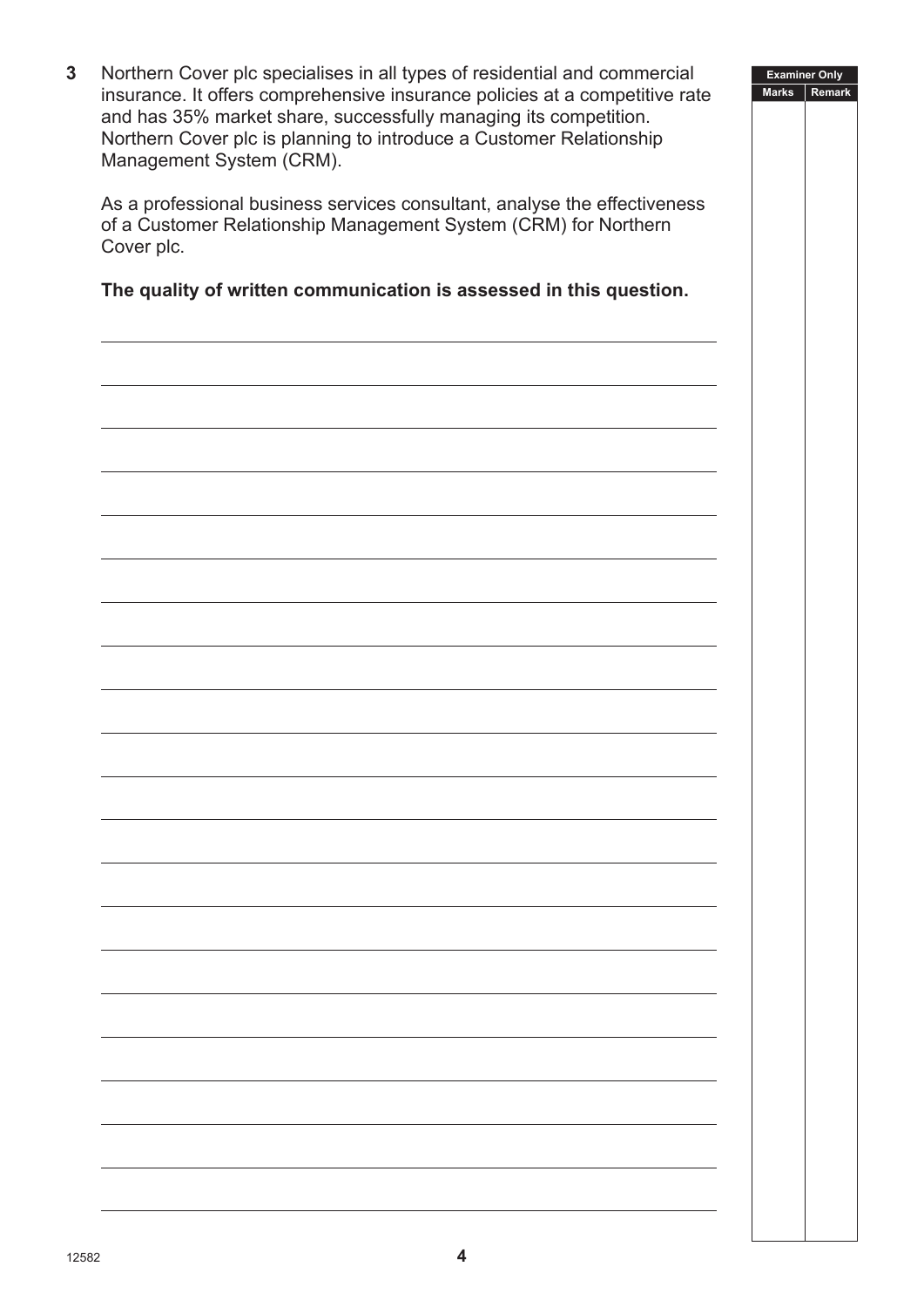**3** Northern Cover plc specialises in all types of residential and commercial insurance. It offers comprehensive insurance policies at a competitive rate and has 35% market share, successfully managing its competition. Northern Cover plc is planning to introduce a Customer Relationship Management System (CRM).

As a professional business services consultant, analyse the effectiveness of a Customer Relationship Management System (CRM) for Northern Cover plc.

**The quality of written communication is assessed in this question.**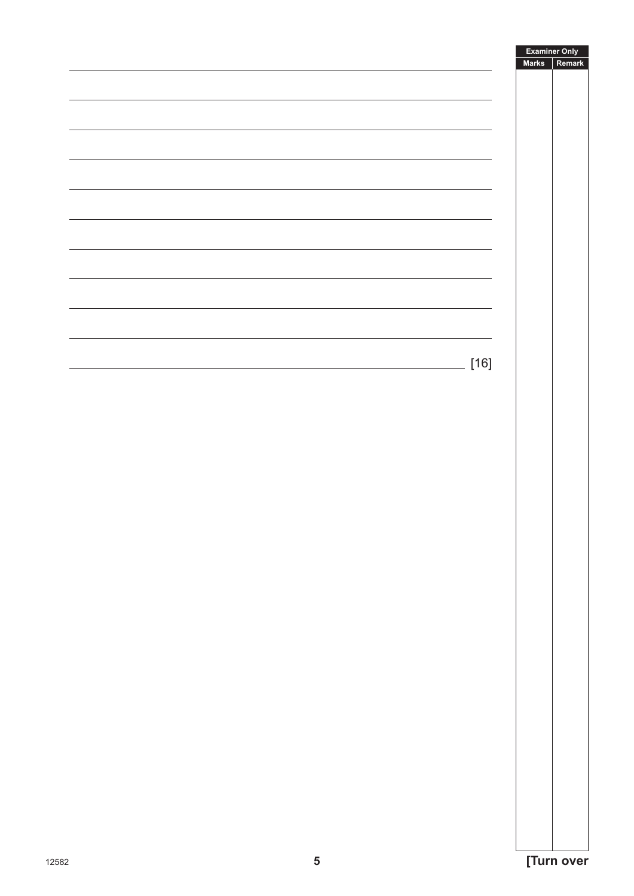[16]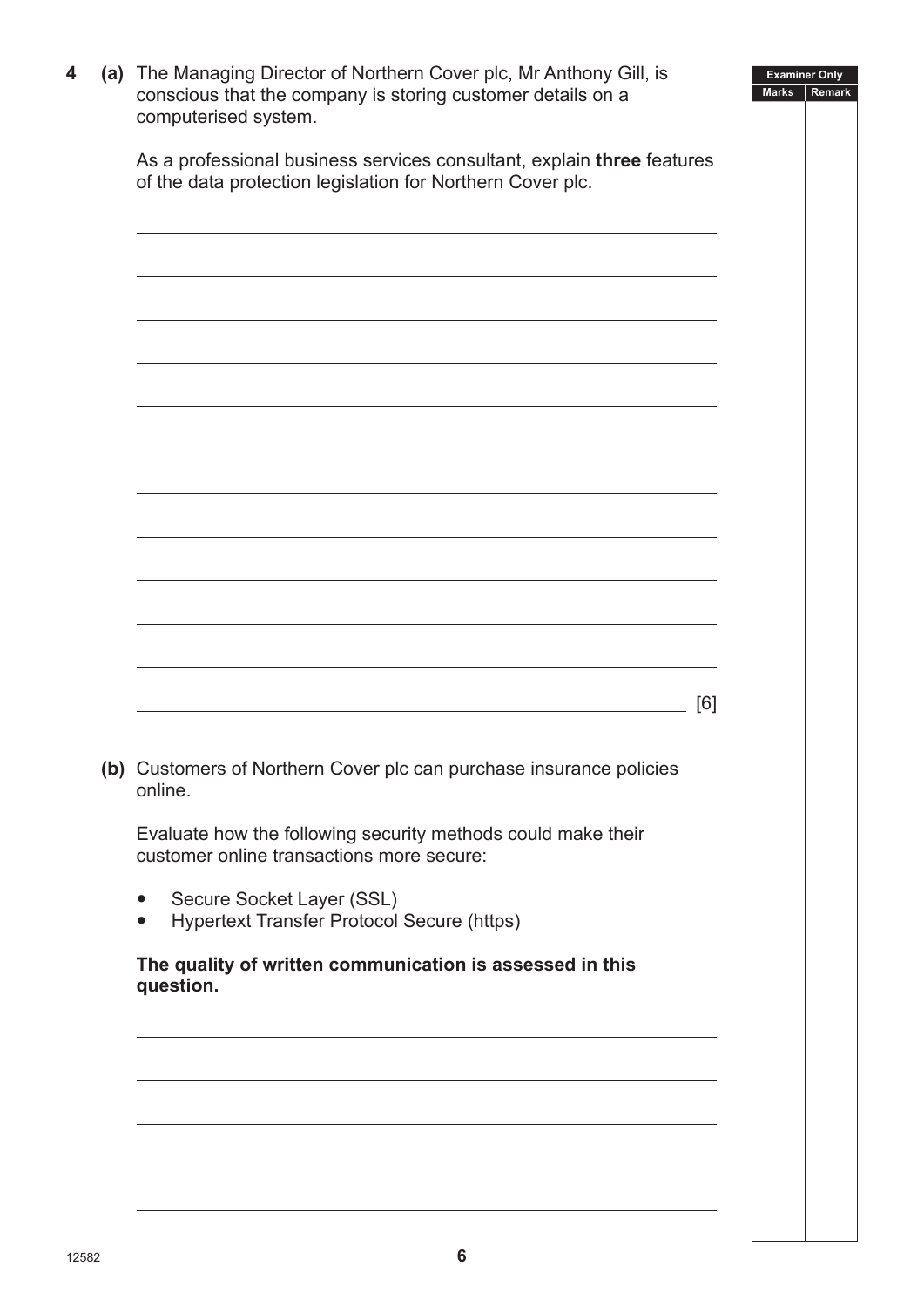**4 (a)** The Managing Director of Northern Cover plc, Mr Anthony Gill, is conscious that the company is storing customer details on a computerised system.

As a professional business services consultant, explain **three** features of the data protection legislation for Northern Cover plc.

[6]

**(b)** Customers of Northern Cover plc can purchase insurance policies online.

Evaluate how the following security methods could make their customer online transactions more secure:

- Secure Socket Layer (SSL)
- Hypertext Transfer Protocol Secure (https)

**The quality of written communication is assessed in this question.**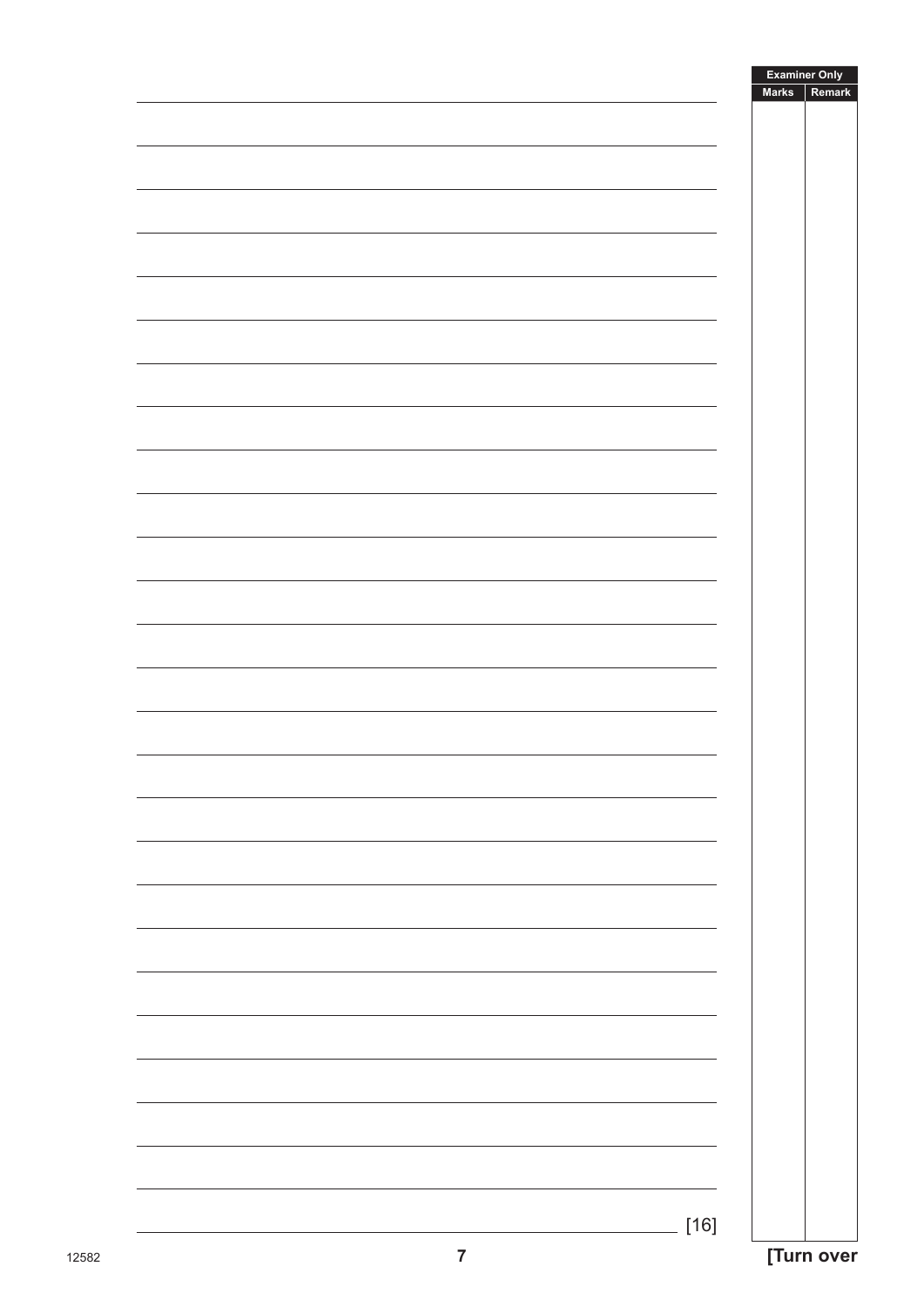[16]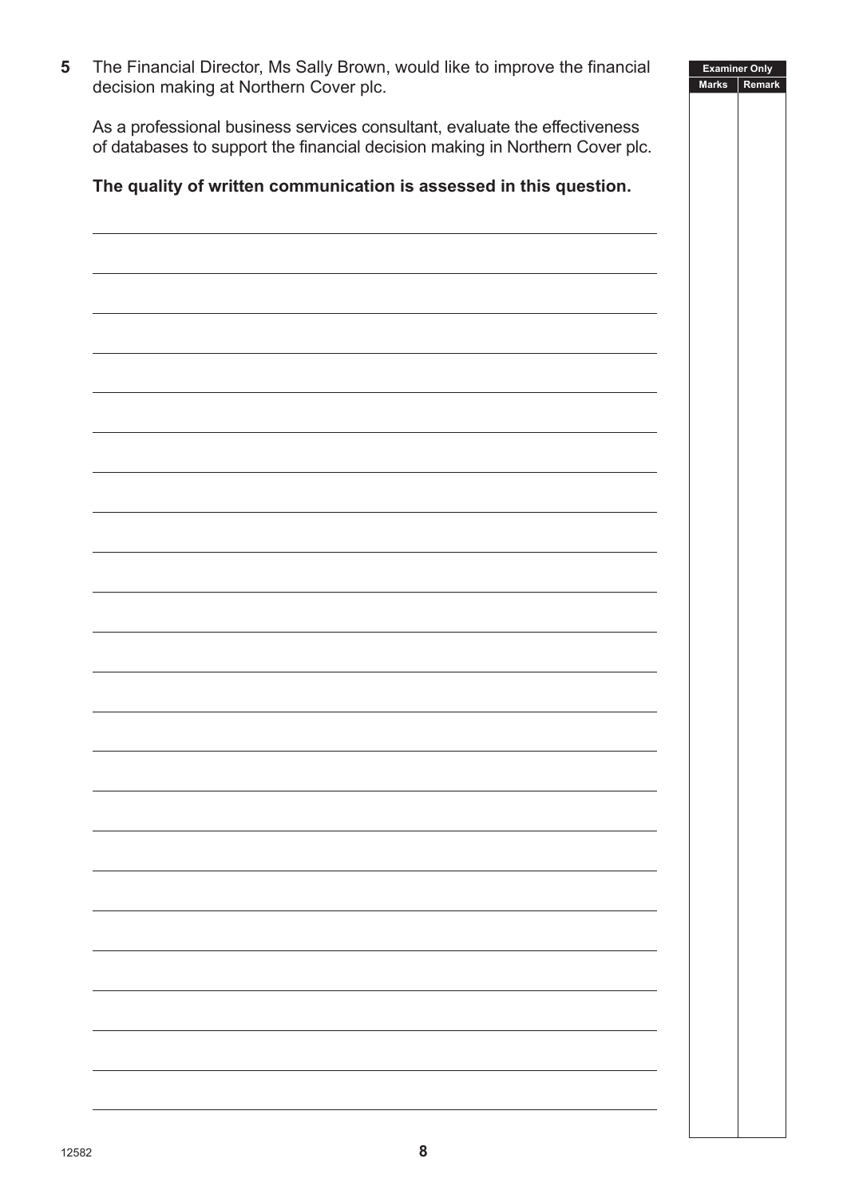**5** The Financial Director, Ms Sally Brown, would like to improve the financial decision making at Northern Cover plc.

As a professional business services consultant, evaluate the effectiveness of databases to support the financial decision making in Northern Cover plc.

**The quality of written communication is assessed in this question.**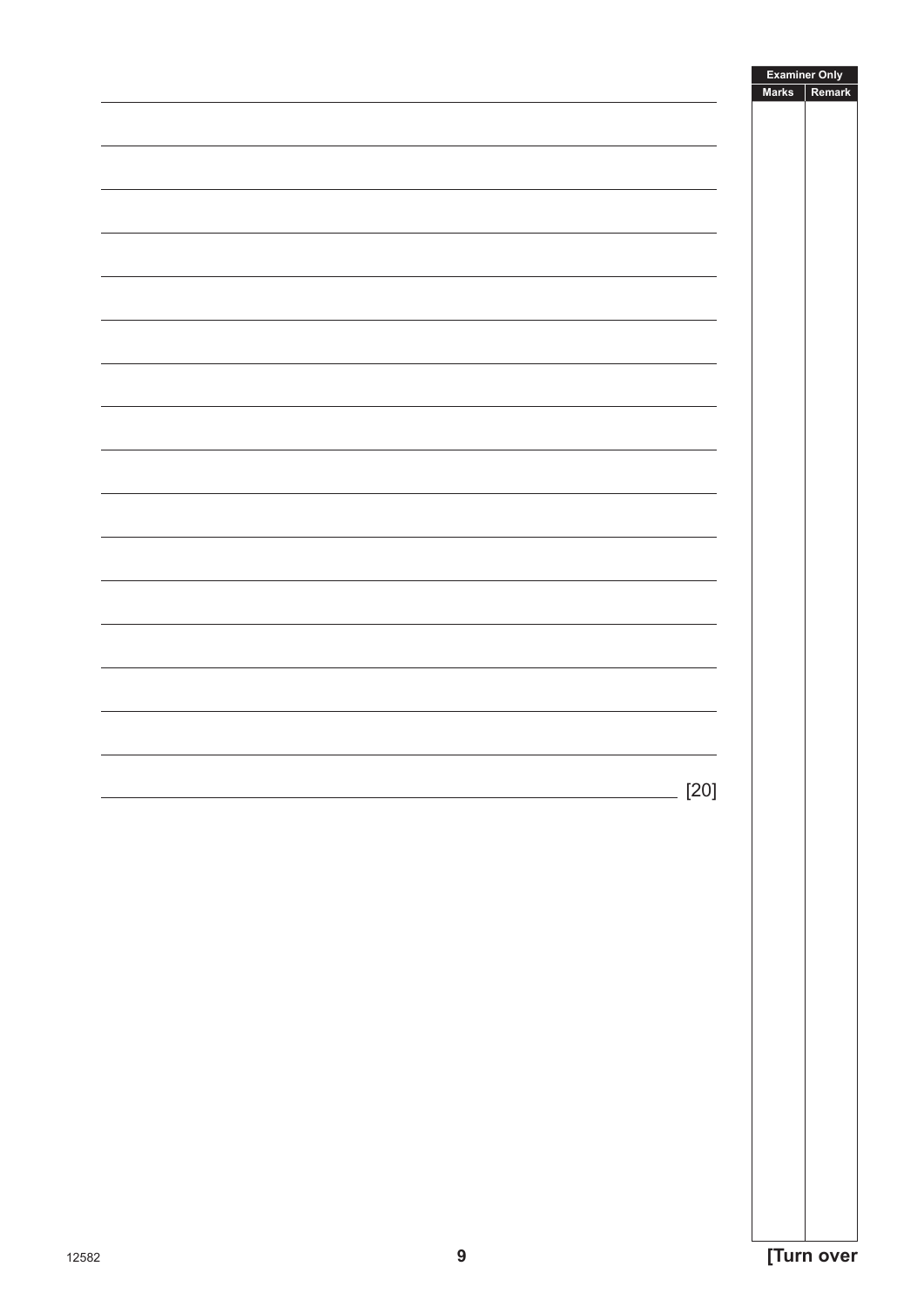[20]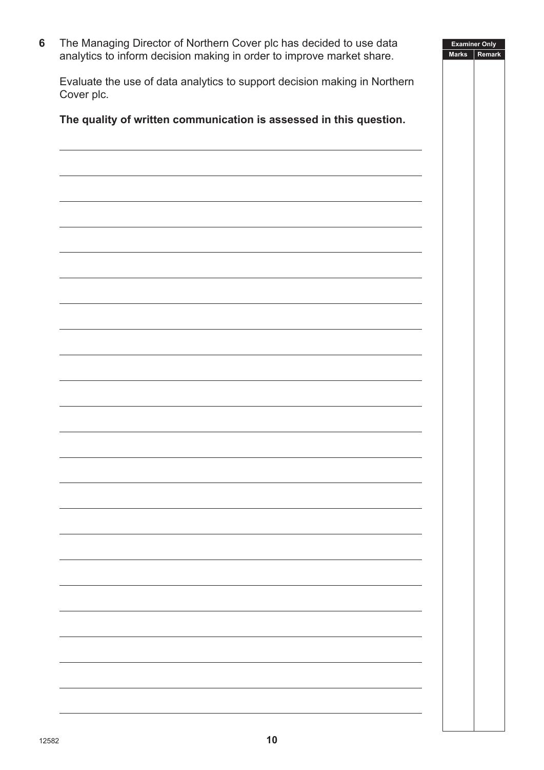**6** The Managing Director of Northern Cover plc has decided to use data analytics to inform decision making in order to improve market share.

Evaluate the use of data analytics to support decision making in Northern Cover plc.

**The quality of written communication is assessed in this question.**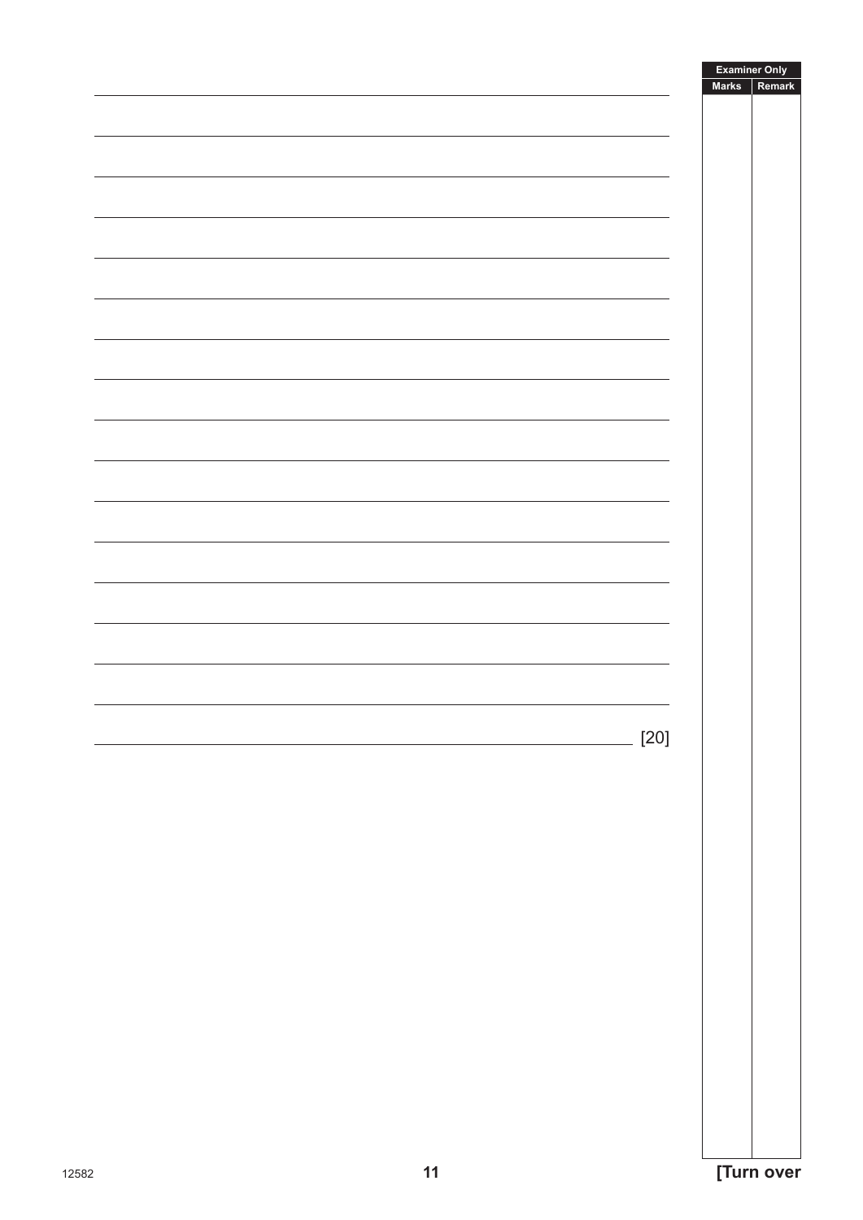[20]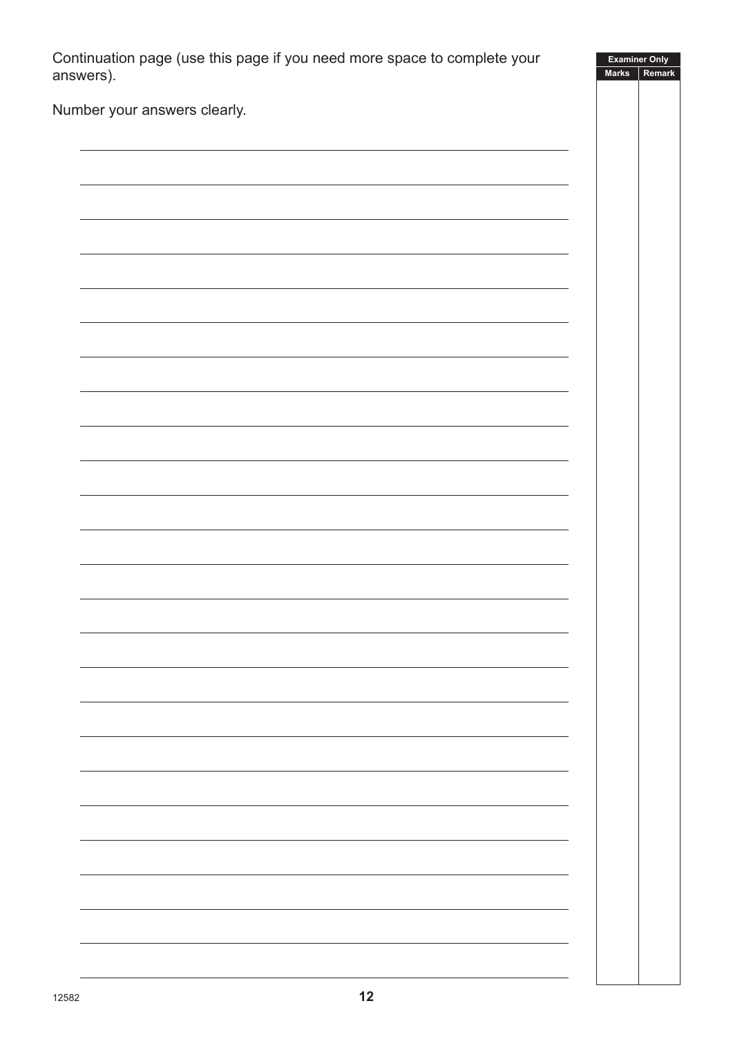Continuation page (use this page if you need more space to complete your answers).

Number your answers clearly.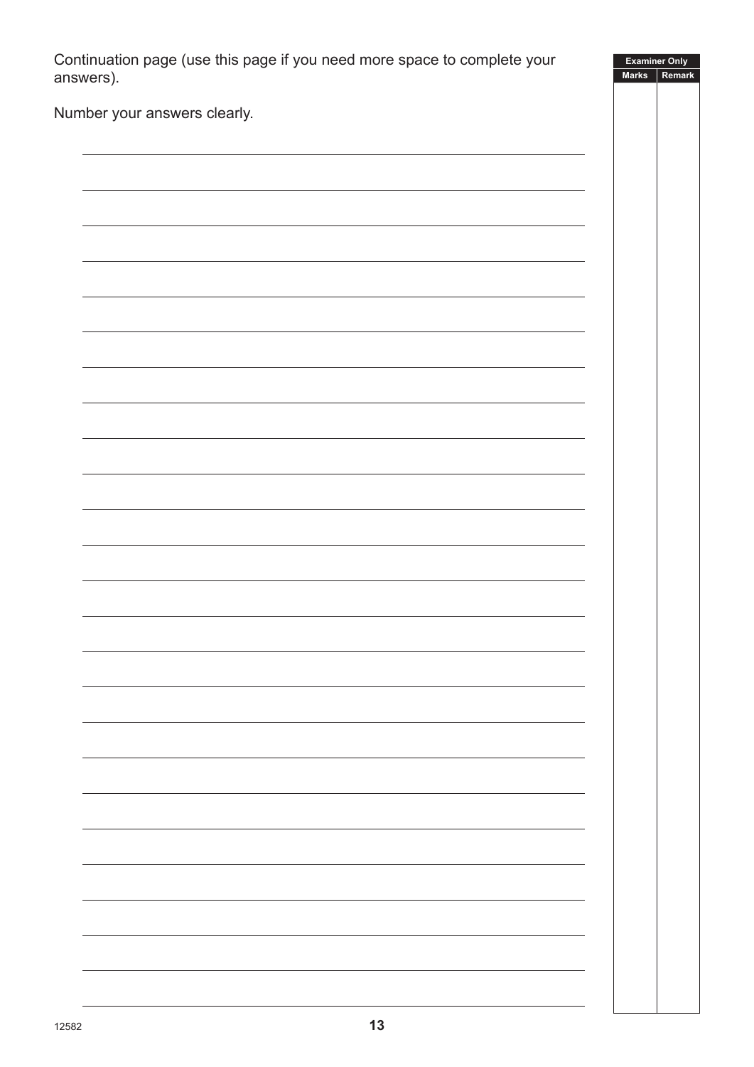Continuation page (use this page if you need more space to complete your answers).

Number your answers clearly.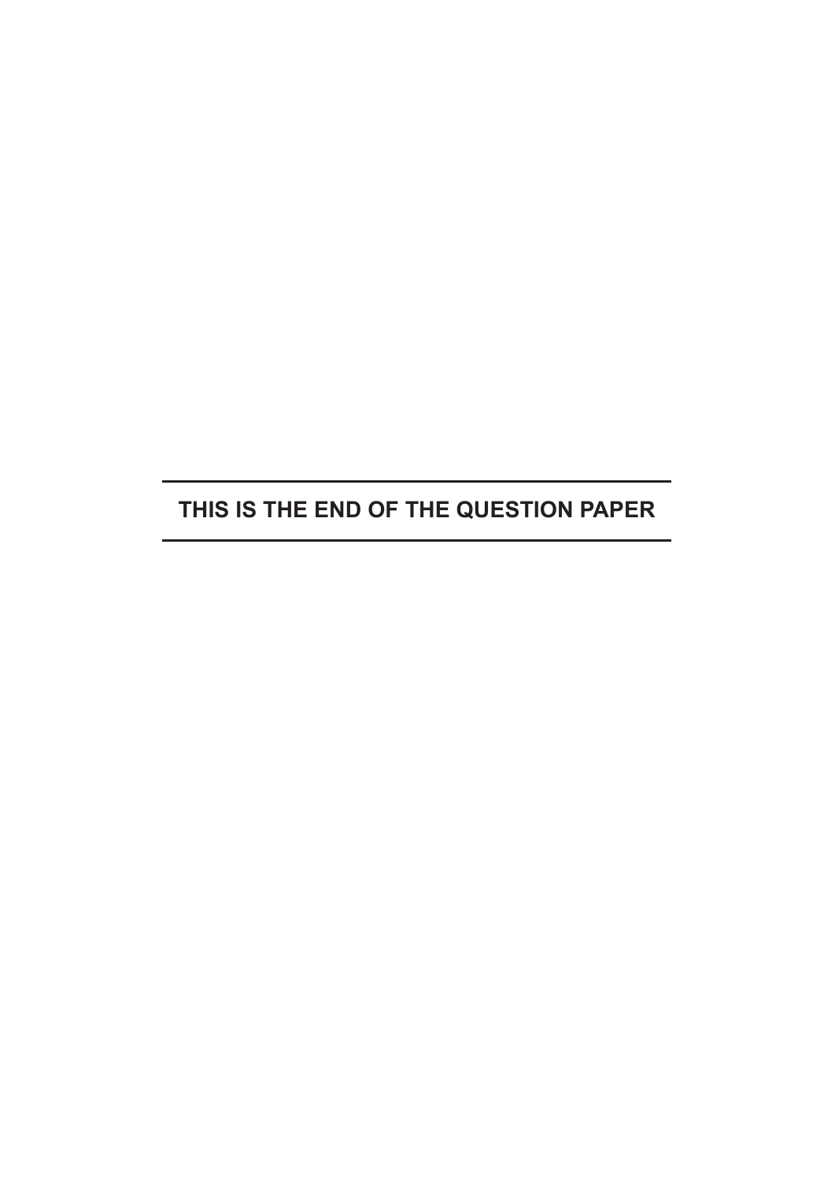**THIS IS THE END OF THE QUESTION PAPER**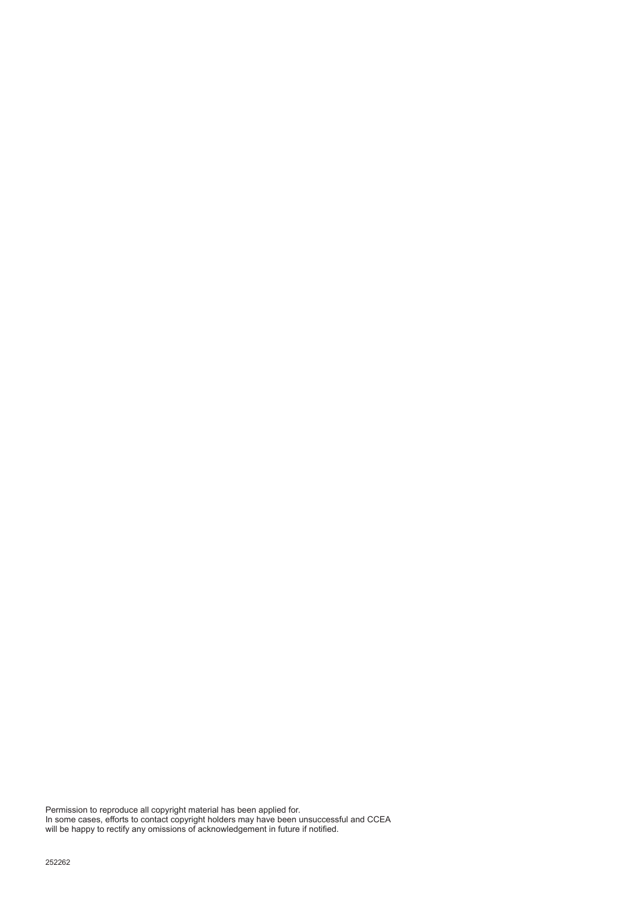Permission to reproduce all copyright material has been applied for.
In some cases, efforts to contact copyright holders may have been unsuccessful and CCEA will be happy to rectify any omissions of acknowledgement in future if notified.

252262